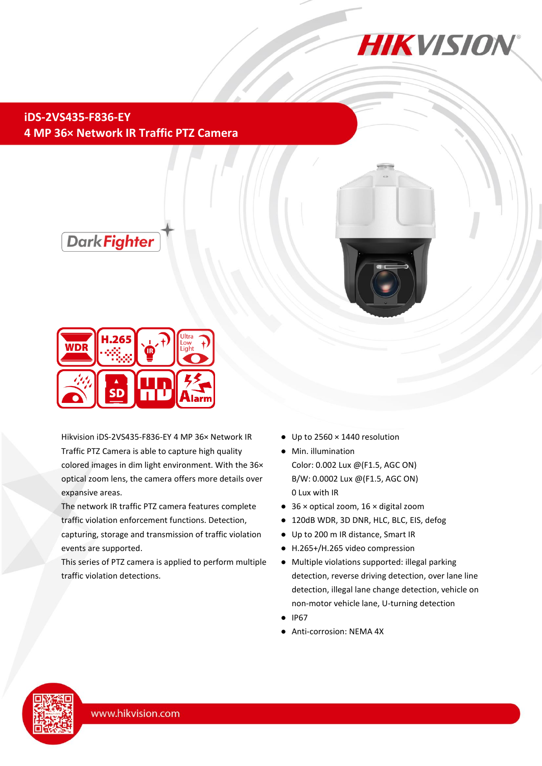# iDS-2VS435-F836-EY

## 4 MP 36× Network IR Traffic PTZ Camera

Hikvision iDS-2VS435-F836-EY 4 MP 36× Network IR Traffic PTZ Camera is able to capture high quality colored images in dim light environment. With the 36× optical zoom lens, the camera offers more details over expansive areas.

The network IR traffic PTZ camera features complete traffic violation enforcement functions. Detection, capturing, storage and transmission of traffic violation events are supported.

This series of PTZ camera is applied to perform multiple traffic violation detections.

- Up to 2560 × 1440 resolution
- Min. illumination
  Color: 0.002 Lux @(F1.5, AGC ON)
  B/W: 0.0002 Lux @(F1.5, AGC ON)
  0 Lux with IR
- 36 × optical zoom, 16 × digital zoom
- 120dB WDR, 3D DNR, HLC, BLC, EIS, defog
- Up to 200 m IR distance, Smart IR
- H.265+/H.265 video compression
- Multiple violations supported: illegal parking detection, reverse driving detection, over lane line detection, illegal lane change detection, vehicle on non-motor vehicle lane, U-turning detection
- IP67
- Anti-corrosion: NEMA 4X

www.hikvision.com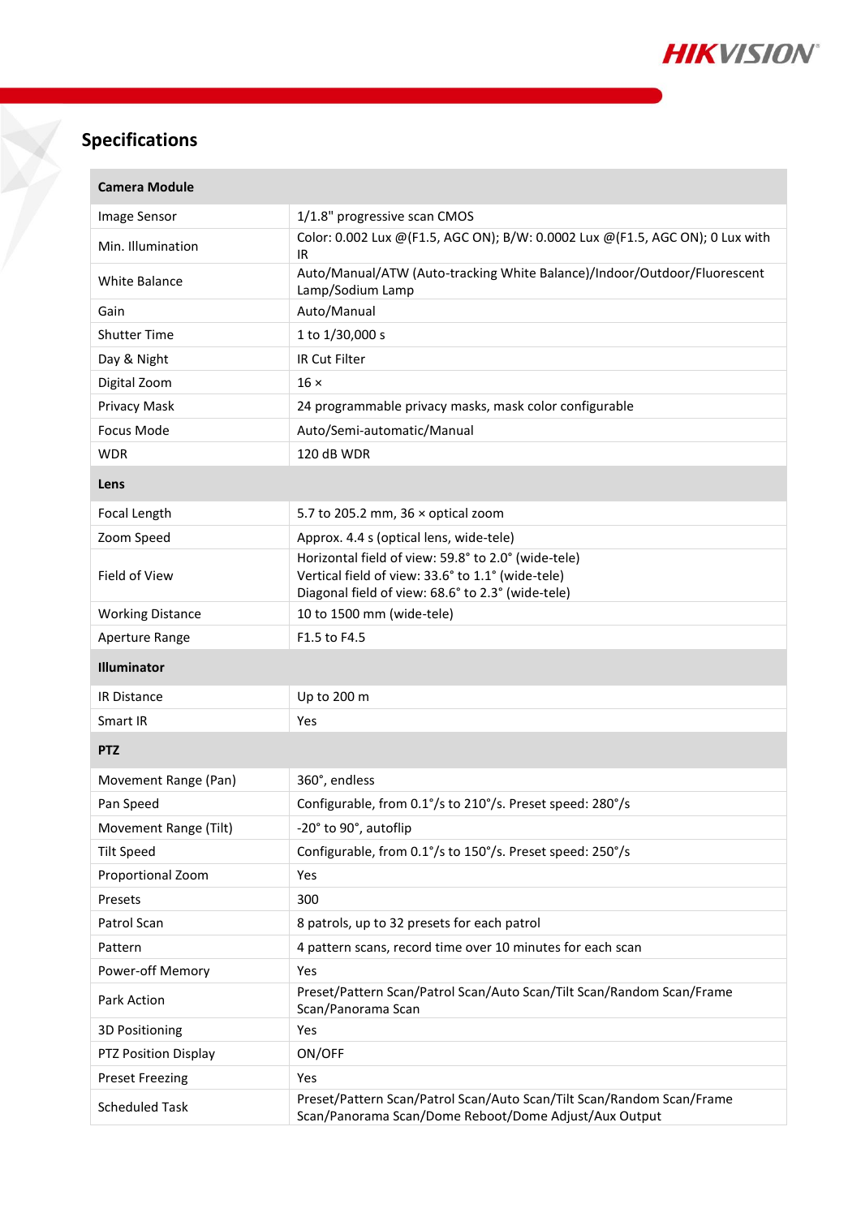## Specifications

| Camera Module | |
|---|---|
| Image Sensor | 1/1.8" progressive scan CMOS |
| Min. Illumination | Color: 0.002 Lux @(F1.5, AGC ON); B/W: 0.0002 Lux @(F1.5, AGC ON); 0 Lux with IR |
| White Balance | Auto/Manual/ATW (Auto-tracking White Balance)/Indoor/Outdoor/Fluorescent Lamp/Sodium Lamp |
| Gain | Auto/Manual |
| Shutter Time | 1 to 1/30,000 s |
| Day & Night | IR Cut Filter |
| Digital Zoom | 16 × |
| Privacy Mask | 24 programmable privacy masks, mask color configurable |
| Focus Mode | Auto/Semi-automatic/Manual |
| WDR | 120 dB WDR |
| **Lens** | |
| Focal Length | 5.7 to 205.2 mm, 36 × optical zoom |
| Zoom Speed | Approx. 4.4 s (optical lens, wide-tele) |
| Field of View | Horizontal field of view: 59.8° to 2.0° (wide-tele)<br>Vertical field of view: 33.6° to 1.1° (wide-tele)<br>Diagonal field of view: 68.6° to 2.3° (wide-tele) |
| Working Distance | 10 to 1500 mm (wide-tele) |
| Aperture Range | F1.5 to F4.5 |
| **Illuminator** | |
| IR Distance | Up to 200 m |
| Smart IR | Yes |
| **PTZ** | |
| Movement Range (Pan) | 360°, endless |
| Pan Speed | Configurable, from 0.1°/s to 210°/s. Preset speed: 280°/s |
| Movement Range (Tilt) | -20° to 90°, autoflip |
| Tilt Speed | Configurable, from 0.1°/s to 150°/s. Preset speed: 250°/s |
| Proportional Zoom | Yes |
| Presets | 300 |
| Patrol Scan | 8 patrols, up to 32 presets for each patrol |
| Pattern | 4 pattern scans, record time over 10 minutes for each scan |
| Power-off Memory | Yes |
| Park Action | Preset/Pattern Scan/Patrol Scan/Auto Scan/Tilt Scan/Random Scan/Frame Scan/Panorama Scan |
| 3D Positioning | Yes |
| PTZ Position Display | ON/OFF |
| Preset Freezing | Yes |
| Scheduled Task | Preset/Pattern Scan/Patrol Scan/Auto Scan/Tilt Scan/Random Scan/Frame Scan/Panorama Scan/Dome Reboot/Dome Adjust/Aux Output |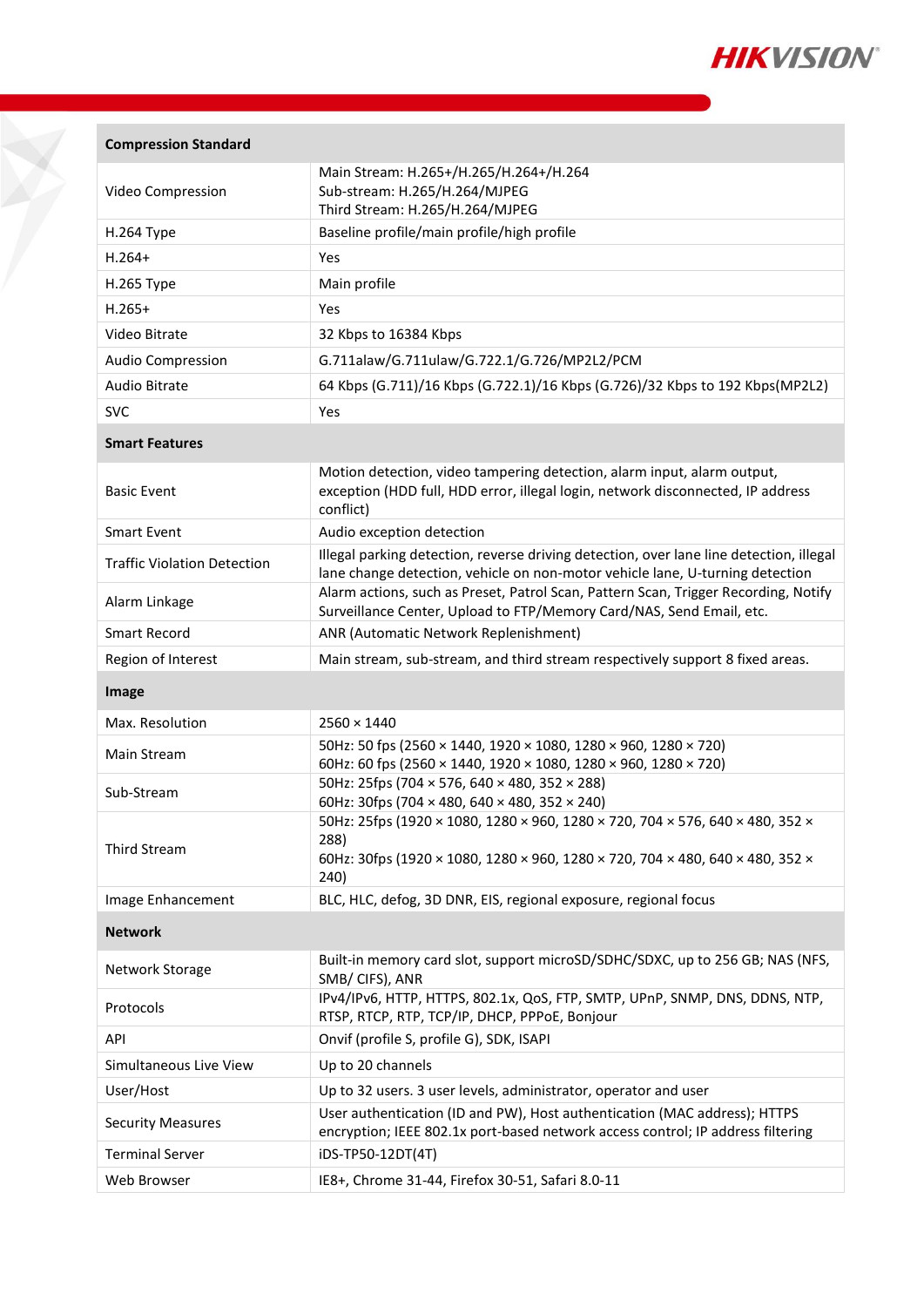| Compression Standard | |
|---|---|
| Video Compression | Main Stream: H.265+/H.265/H.264+/H.264<br>Sub-stream: H.265/H.264/MJPEG<br>Third Stream: H.265/H.264/MJPEG |
| H.264 Type | Baseline profile/main profile/high profile |
| H.264+ | Yes |
| H.265 Type | Main profile |
| H.265+ | Yes |
| Video Bitrate | 32 Kbps to 16384 Kbps |
| Audio Compression | G.711alaw/G.711ulaw/G.722.1/G.726/MP2L2/PCM |
| Audio Bitrate | 64 Kbps (G.711)/16 Kbps (G.722.1)/16 Kbps (G.726)/32 Kbps to 192 Kbps(MP2L2) |
| SVC | Yes |
| **Smart Features** | |
| Basic Event | Motion detection, video tampering detection, alarm input, alarm output, exception (HDD full, HDD error, illegal login, network disconnected, IP address conflict) |
| Smart Event | Audio exception detection |
| Traffic Violation Detection | Illegal parking detection, reverse driving detection, over lane line detection, illegal lane change detection, vehicle on non-motor vehicle lane, U-turning detection |
| Alarm Linkage | Alarm actions, such as Preset, Patrol Scan, Pattern Scan, Trigger Recording, Notify Surveillance Center, Upload to FTP/Memory Card/NAS, Send Email, etc. |
| Smart Record | ANR (Automatic Network Replenishment) |
| Region of Interest | Main stream, sub-stream, and third stream respectively support 8 fixed areas. |
| **Image** | |
| Max. Resolution | 2560 × 1440 |
| Main Stream | 50Hz: 50 fps (2560 × 1440, 1920 × 1080, 1280 × 960, 1280 × 720)<br>60Hz: 60 fps (2560 × 1440, 1920 × 1080, 1280 × 960, 1280 × 720) |
| Sub-Stream | 50Hz: 25fps (704 × 576, 640 × 480, 352 × 288)<br>60Hz: 30fps (704 × 480, 640 × 480, 352 × 240) |
| Third Stream | 50Hz: 25fps (1920 × 1080, 1280 × 960, 1280 × 720, 704 × 576, 640 × 480, 352 × 288)<br>60Hz: 30fps (1920 × 1080, 1280 × 960, 1280 × 720, 704 × 480, 640 × 480, 352 × 240) |
| Image Enhancement | BLC, HLC, defog, 3D DNR, EIS, regional exposure, regional focus |
| **Network** | |
| Network Storage | Built-in memory card slot, support microSD/SDHC/SDXC, up to 256 GB; NAS (NFS, SMB/ CIFS), ANR |
| Protocols | IPv4/IPv6, HTTP, HTTPS, 802.1x, QoS, FTP, SMTP, UPnP, SNMP, DNS, DDNS, NTP, RTSP, RTCP, RTP, TCP/IP, DHCP, PPPoE, Bonjour |
| API | Onvif (profile S, profile G), SDK, ISAPI |
| Simultaneous Live View | Up to 20 channels |
| User/Host | Up to 32 users. 3 user levels, administrator, operator and user |
| Security Measures | User authentication (ID and PW), Host authentication (MAC address); HTTPS encryption; IEEE 802.1x port-based network access control; IP address filtering |
| Terminal Server | iDS-TP50-12DT(4T) |
| Web Browser | IE8+, Chrome 31-44, Firefox 30-51, Safari 8.0-11 |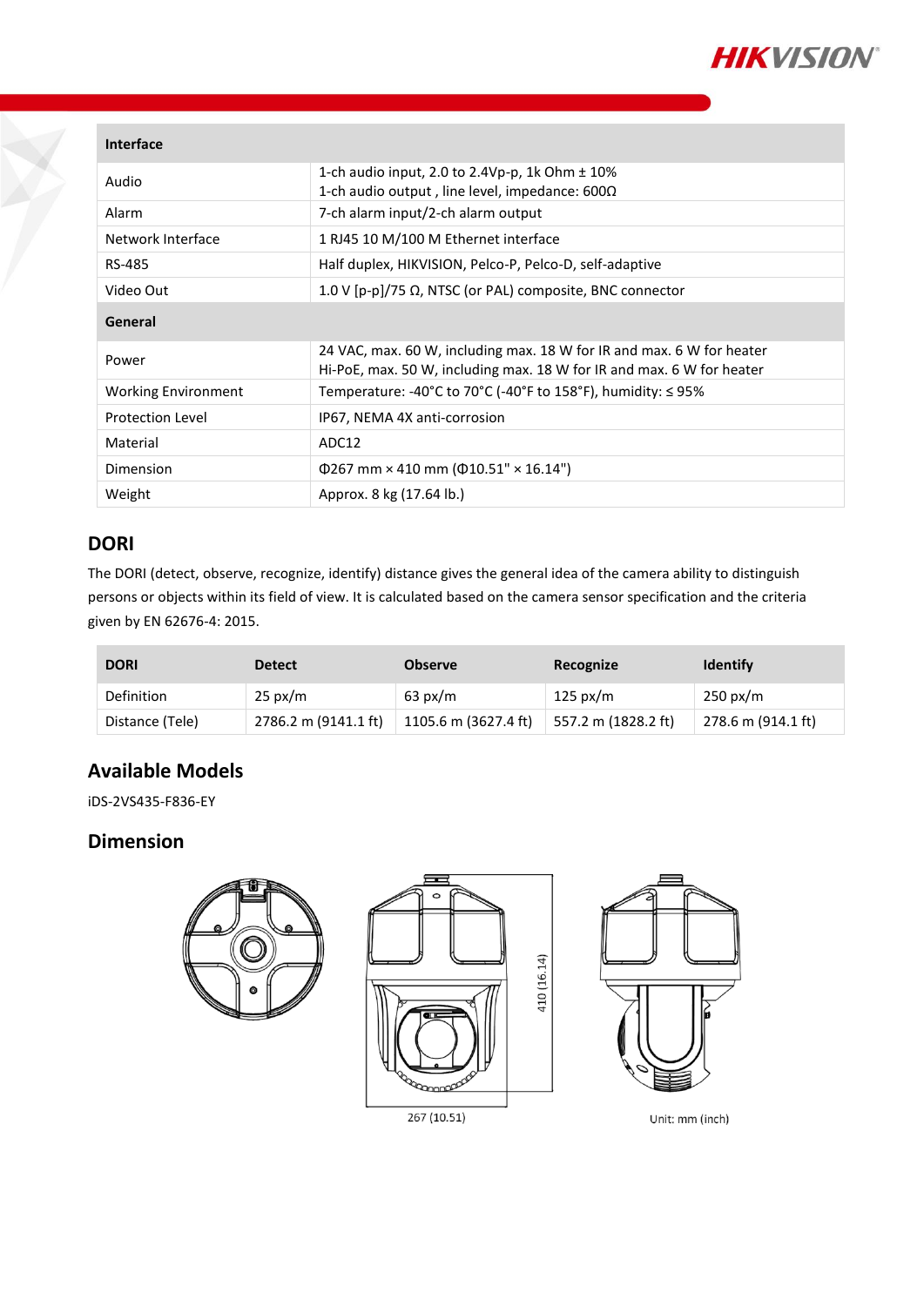| Interface | |
|---|---|
| Audio | 1-ch audio input, 2.0 to 2.4Vp-p, 1k Ohm ± 10%<br>1-ch audio output , line level, impedance: 600Ω |
| Alarm | 7-ch alarm input/2-ch alarm output |
| Network Interface | 1 RJ45 10 M/100 M Ethernet interface |
| RS-485 | Half duplex, HIKVISION, Pelco-P, Pelco-D, self-adaptive |
| Video Out | 1.0 V [p-p]/75 Ω, NTSC (or PAL) composite, BNC connector |
| **General** | |
| Power | 24 VAC, max. 60 W, including max. 18 W for IR and max. 6 W for heater<br>Hi-PoE, max. 50 W, including max. 18 W for IR and max. 6 W for heater |
| Working Environment | Temperature: -40°C to 70°C (-40°F to 158°F), humidity: ≤ 95% |
| Protection Level | IP67, NEMA 4X anti-corrosion |
| Material | ADC12 |
| Dimension | Φ267 mm × 410 mm (Φ10.51" × 16.14") |
| Weight | Approx. 8 kg (17.64 lb.) |

## DORI

The DORI (detect, observe, recognize, identify) distance gives the general idea of the camera ability to distinguish persons or objects within its field of view. It is calculated based on the camera sensor specification and the criteria given by EN 62676-4: 2015.

| DORI | Detect | Observe | Recognize | Identify |
|---|---|---|---|---|
| Definition | 25 px/m | 63 px/m | 125 px/m | 250 px/m |
| Distance (Tele) | 2786.2 m (9141.1 ft) | 1105.6 m (3627.4 ft) | 557.2 m (1828.2 ft) | 278.6 m (914.1 ft) |

## Available Models

iDS-2VS435-F836-EY

## Dimension

410 (16.14)

267 (10.51)

Unit: mm (inch)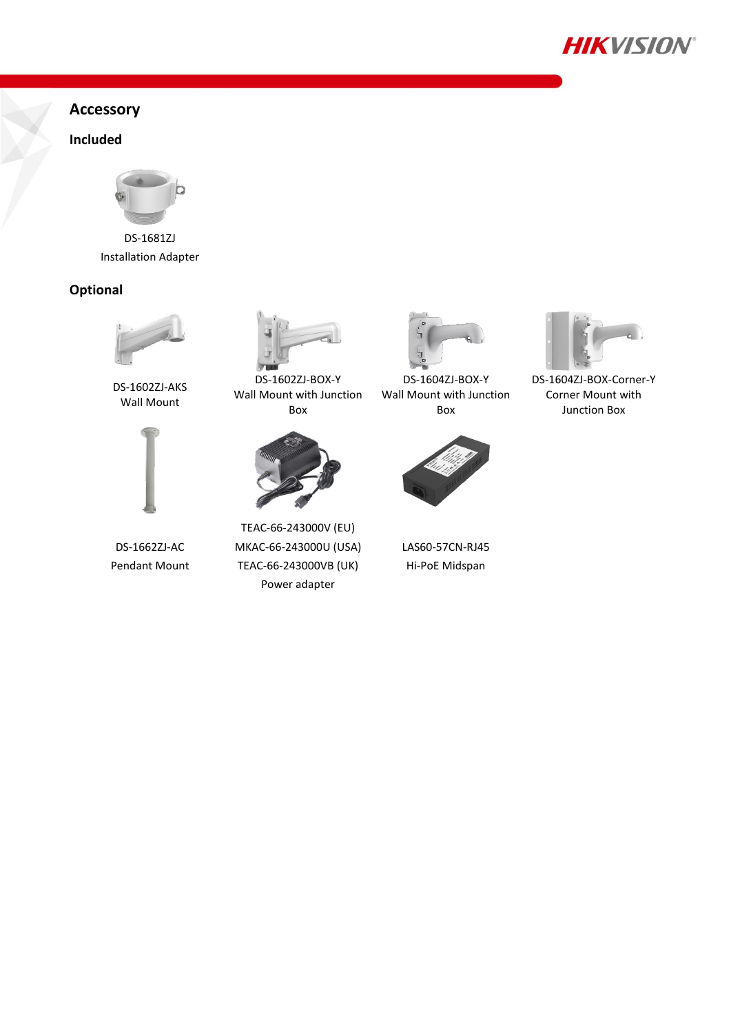## Accessory

### Included

DS-1681ZJ
Installation Adapter

### Optional

DS-1602ZJ-AKS
Wall Mount

DS-1602ZJ-BOX-Y
Wall Mount with Junction Box

DS-1604ZJ-BOX-Y
Wall Mount with Junction Box

DS-1604ZJ-BOX-Corner-Y
Corner Mount with Junction Box

DS-1662ZJ-AC
Pendant Mount

TEAC-66-243000V (EU)
MKAC-66-243000U (USA)
TEAC-66-243000VB (UK)
Power adapter

LAS60-57CN-RJ45
Hi-PoE Midspan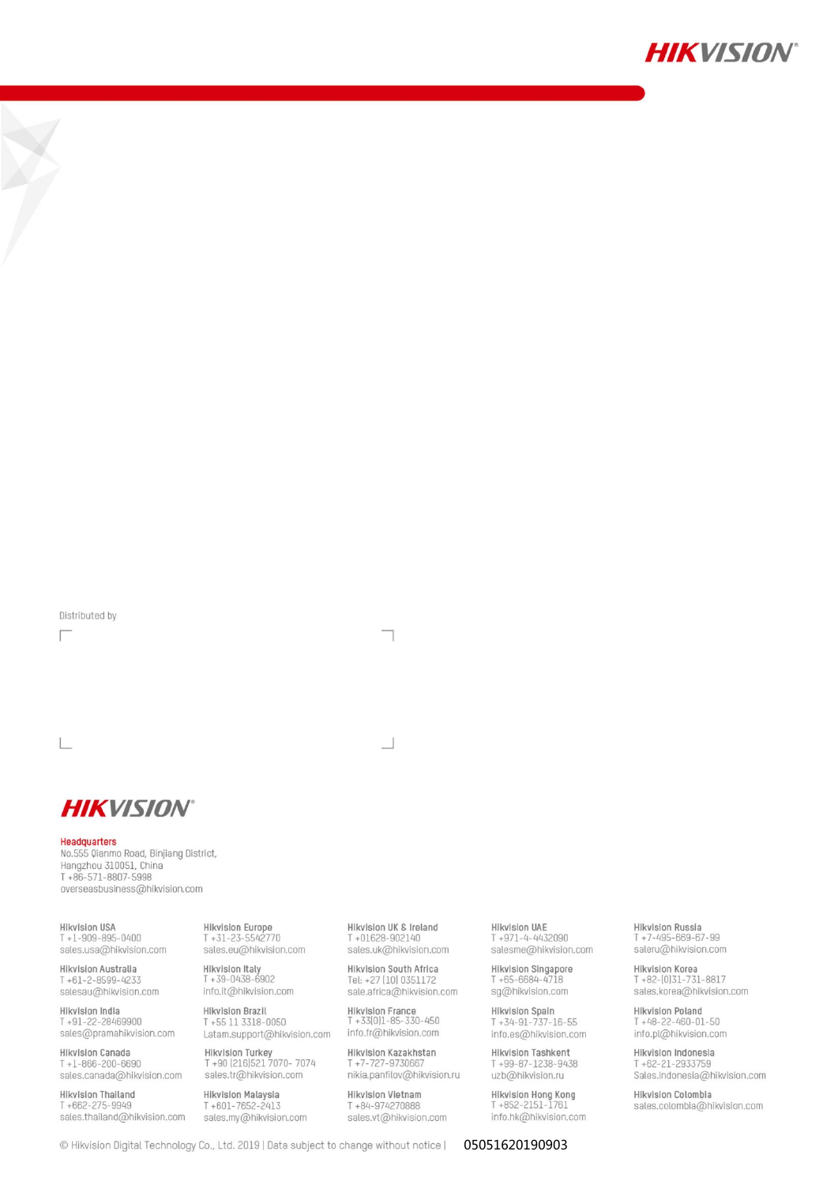Distributed by

**HIKVISION**

**Headquarters**
No.555 Qianmo Road, Binjiang District,
Hangzhou 310051, China
T +86-571-8807-5998
overseasbusiness@hikvision.com

**Hikvision USA**
T +1-909-895-0400
sales.usa@hikvision.com

**Hikvision Australia**
T +61-2-8599-4233
salesau@hikvision.com

**Hikvision India**
T +91-22-28469900
sales@pramahikvision.com

**Hikvision Canada**
T +1-866-200-6690
sales.canada@hikvision.com

**Hikvision Thailand**
T +662-275-9949
sales.thailand@hikvision.com

**Hikvision Europe**
T +31-23-5542770
sales.eu@hikvision.com

**Hikvision Italy**
T +39-0438-6902
info.it@hikvision.com

**Hikvision Brazil**
T +55 11 3318-0050
Latam.support@hikvision.com

**Hikvision Turkey**
T +90 (216)521 7070- 7074
sales.tr@hikvision.com

**Hikvision Malaysia**
T +601-7652-2413
sales.my@hikvision.com

**Hikvision UK & Ireland**
T +01628-902140
sales.uk@hikvision.com

**Hikvision South Africa**
Tel: +27 (10) 0351172
sale.africa@hikvision.com

**Hikvision France**
T +33(0)1-85-330-450
info.fr@hikvision.com

**Hikvision Kazakhstan**
T +7-727-9730667
nikia.panfilov@hikvision.ru

**Hikvision Vietnam**
T +84-974270688
sales.vt@hikvision.com

**Hikvision UAE**
T +971-4-4432090
salesme@hikvision.com

**Hikvision Singapore**
T +65-6684-4718
sg@hikvision.com

**Hikvision Spain**
T +34-91-737-16-55
info.es@hikvision.com

**Hikvision Tashkent**
T +99-87-1238-9438
uzb@hikvision.ru

**Hikvision Hong Kong**
T +852-2151-1761
info.hk@hikvision.com

**Hikvision Russia**
T +7-495-669-67-99
saleru@hikvision.com

**Hikvision Korea**
T +82-(0)31-731-8817
sales.korea@hikvision.com

**Hikvision Poland**
T +48-22-460-01-50
info.pl@hikvision.com

**Hikvision Indonesia**
T +62-21-2933759
Sales.Indonesia@hikvision.com

**Hikvision Colombia**
sales.colombia@hikvision.com

© Hikvision Digital Technology Co., Ltd. 2019 | Data subject to change without notice | 05051620190903